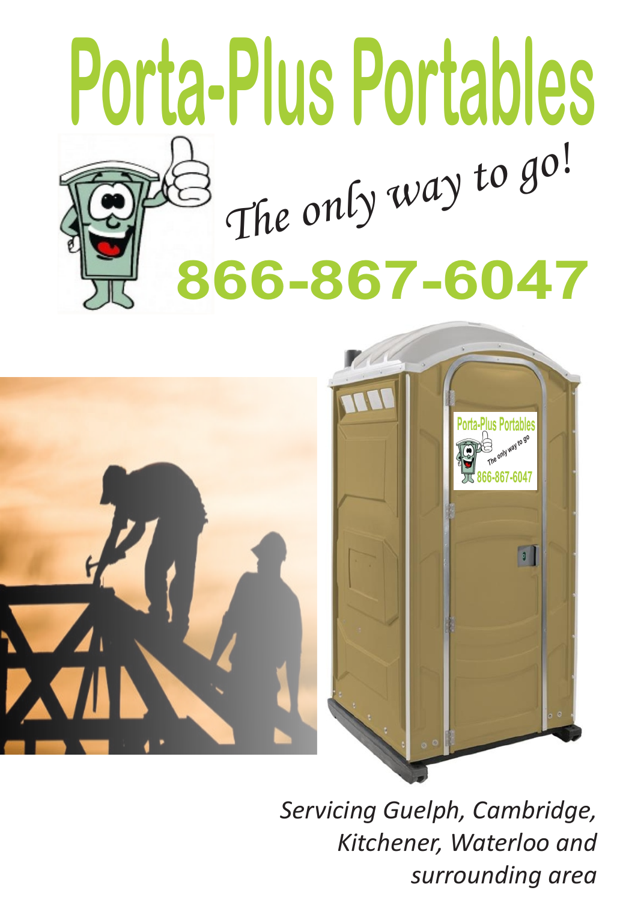# Porta-Plus Portables

*The only way to go!*

## 866-867-6047

*Servicing Guelph, Cambridge, Kitchener, Waterloo and surrounding area*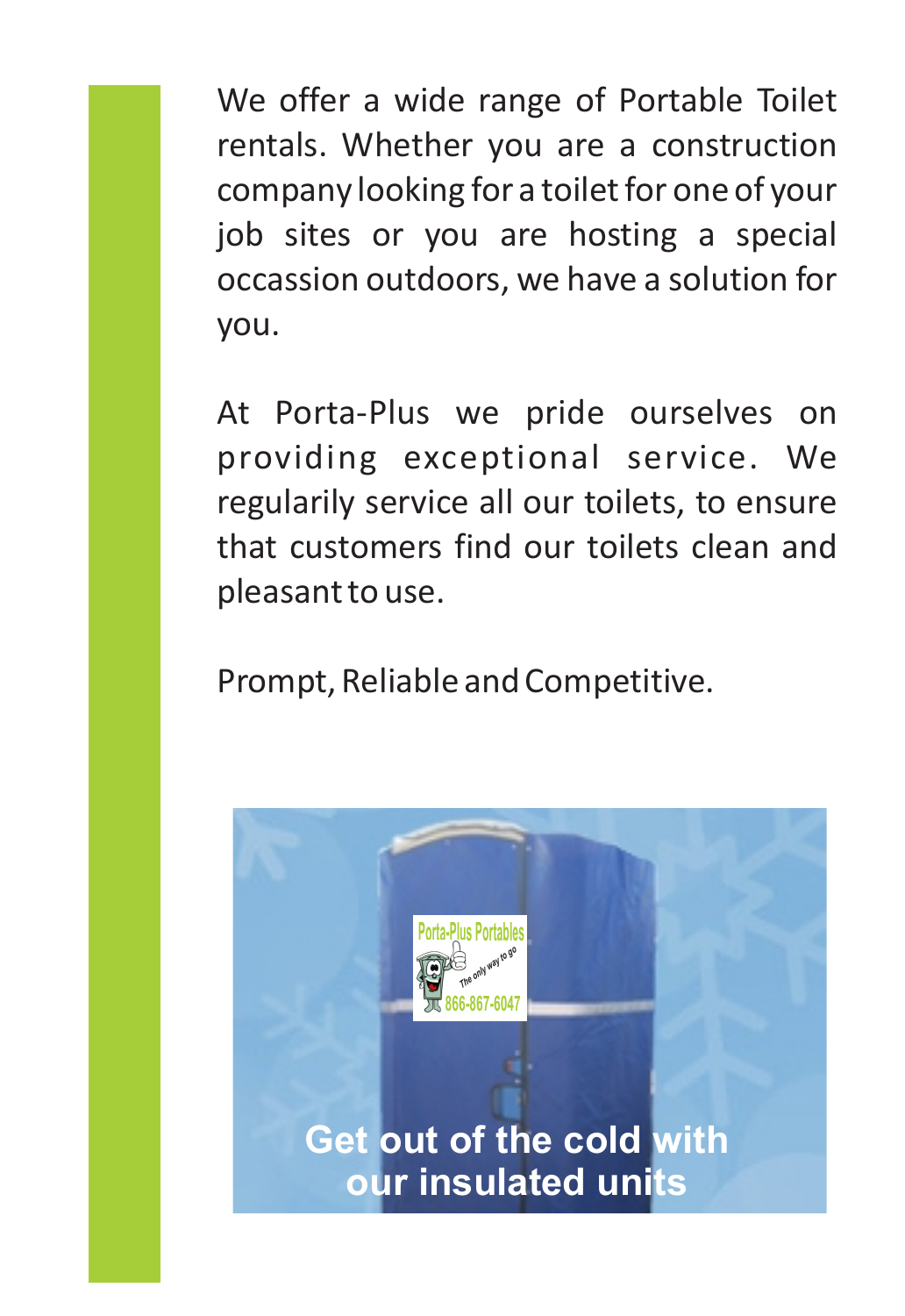We offer a wide range of Portable Toilet rentals. Whether you are a construction company looking for a toilet for one of your job sites or you are hosting a special occassion outdoors, we have a solution for you.

At Porta-Plus we pride ourselves on providing exceptional service. We regularily service all our toilets, to ensure that customers find our toilets clean and pleasant to use.

Prompt, Reliable and Competitive.

**Get out of the cold with our insulated units**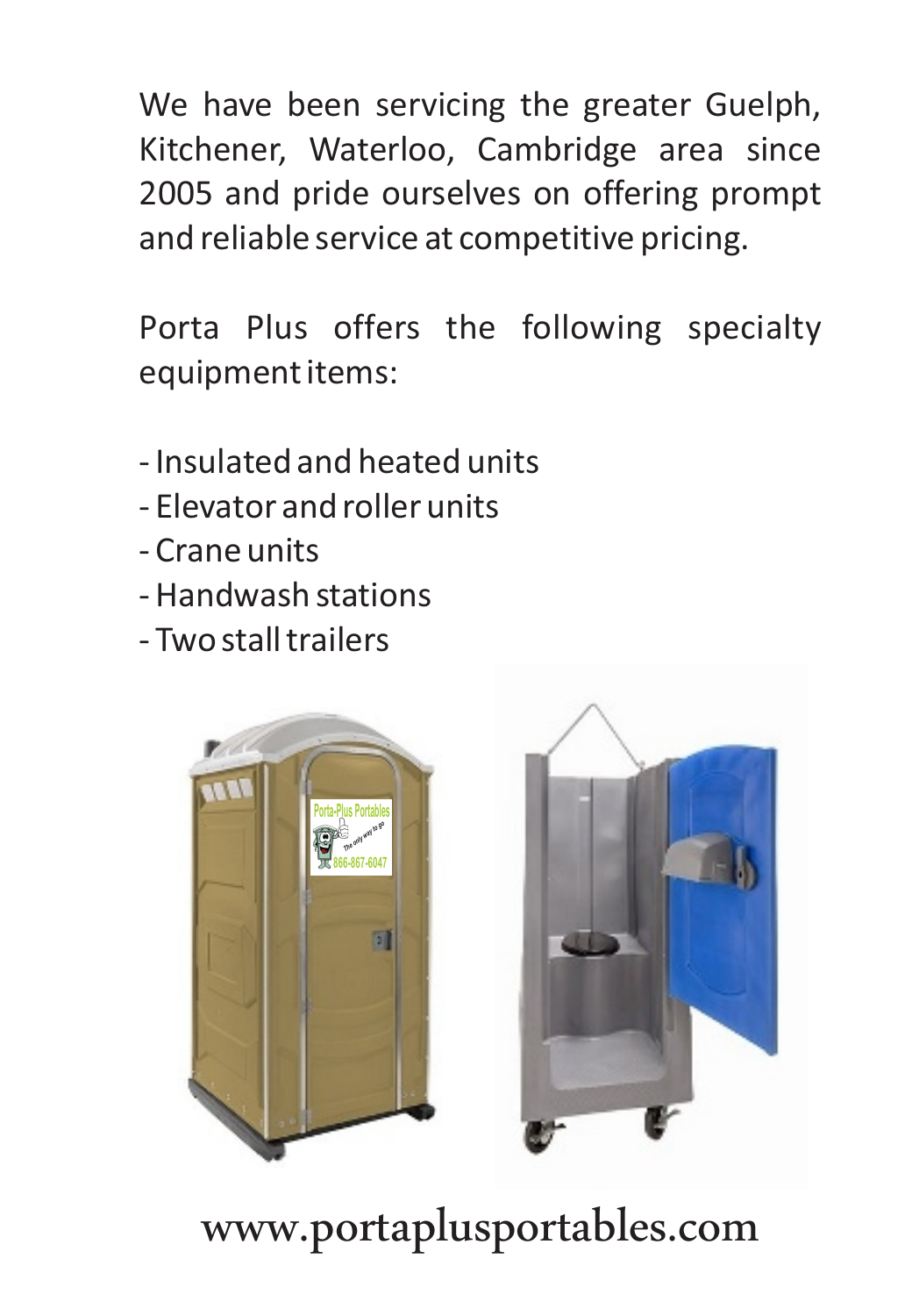We have been servicing the greater Guelph, Kitchener, Waterloo, Cambridge area since 2005 and pride ourselves on offering prompt and reliable service at competitive pricing.

Porta Plus offers the following specialty equipment items:

- Insulated and heated units
- Elevator and roller units
- Crane units
- Handwash stations
- Two stall trailers

www.portaplusportables.com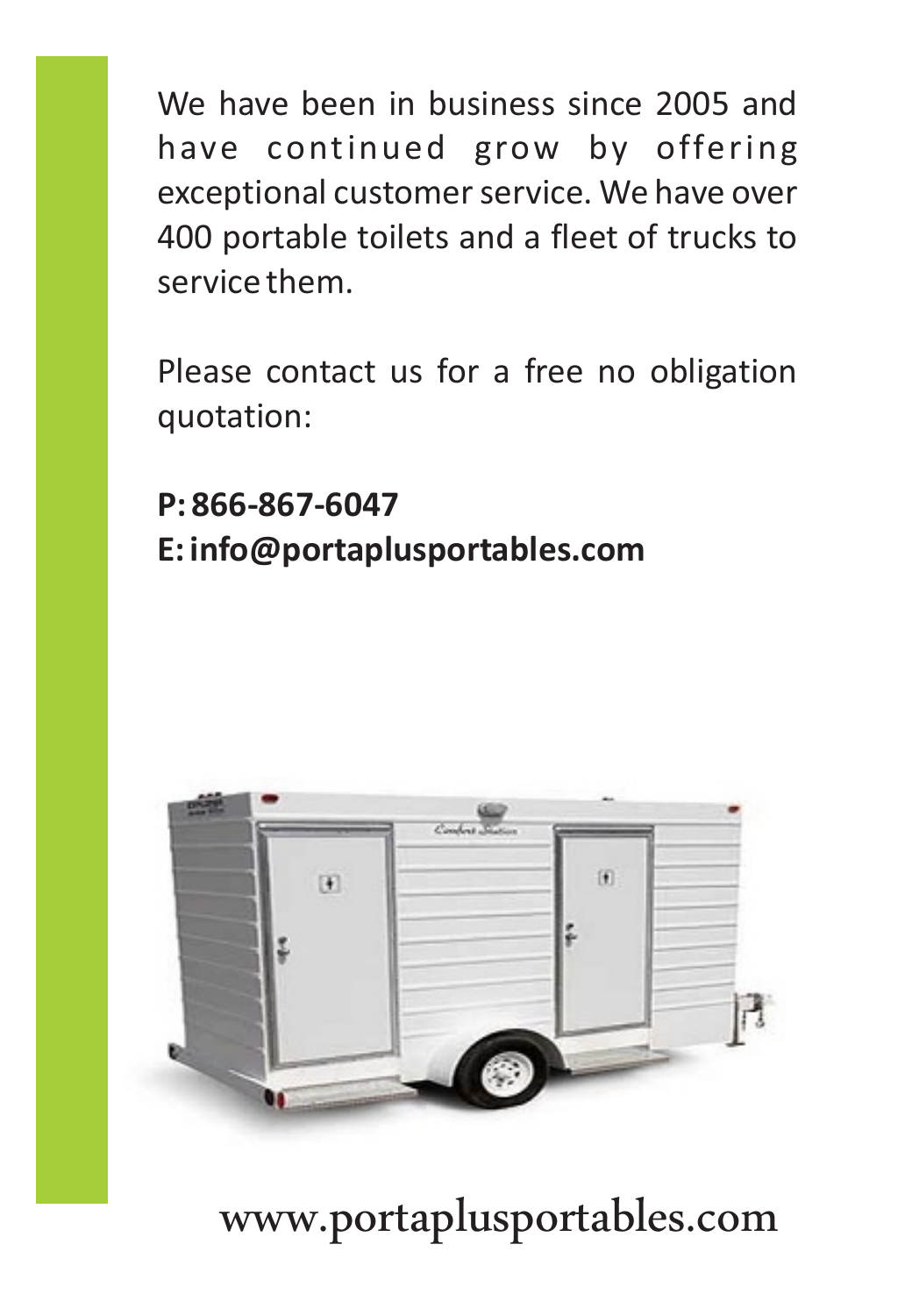We have been in business since 2005 and have continued grow by offering exceptional customer service. We have over 400 portable toilets and a fleet of trucks to service them.

Please contact us for a free no obligation quotation:

**P: 866-867-6047**
**E: info@portaplusportables.com**

www.portaplusportables.com